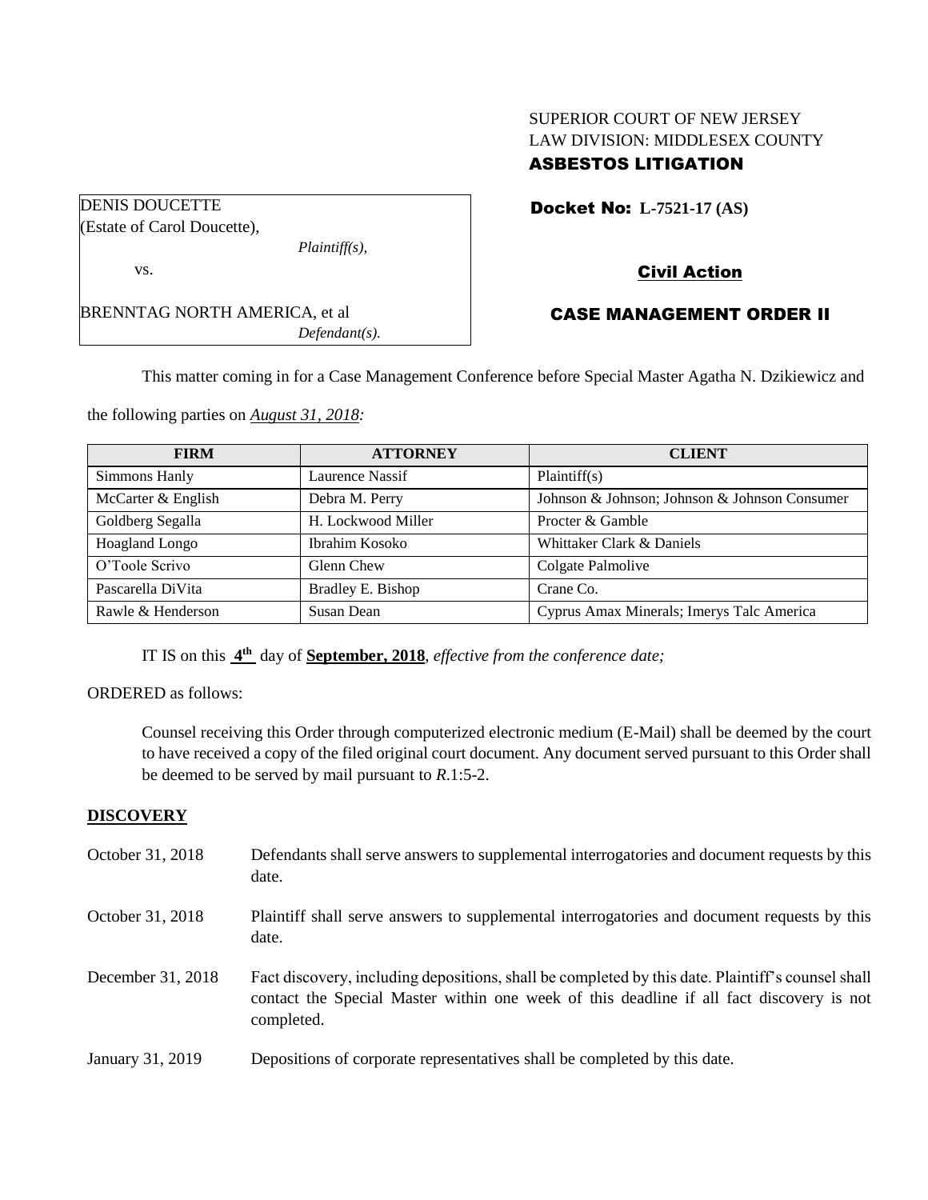SUPERIOR COURT OF NEW JERSEY
LAW DIVISION: MIDDLESEX COUNTY
**ASBESTOS LITIGATION**

DENIS DOUCETTE
(Estate of Carol Doucette),
*Plaintiff(s),*

vs.

BRENNTAG NORTH AMERICA, et al
*Defendant(s).*

**Docket No: L-7521-17 (AS)**

**Civil Action**

**CASE MANAGEMENT ORDER II**

This matter coming in for a Case Management Conference before Special Master Agatha N. Dzikiewicz and the following parties on ***August 31, 2018:***

| FIRM | ATTORNEY | CLIENT |
|---|---|---|
| Simmons Hanly | Laurence Nassif | Plaintiff(s) |
| McCarter & English | Debra M. Perry | Johnson & Johnson; Johnson & Johnson Consumer |
| Goldberg Segalla | H. Lockwood Miller | Procter & Gamble |
| Hoagland Longo | Ibrahim Kosoko | Whittaker Clark & Daniels |
| O'Toole Scrivo | Glenn Chew | Colgate Palmolive |
| Pascarella DiVita | Bradley E. Bishop | Crane Co. |
| Rawle & Henderson | Susan Dean | Cyprus Amax Minerals; Imerys Talc America |

IT IS on this **4th** day of **September, 2018**, *effective from the conference date;*

ORDERED as follows:

Counsel receiving this Order through computerized electronic medium (E-Mail) shall be deemed by the court to have received a copy of the filed original court document. Any document served pursuant to this Order shall be deemed to be served by mail pursuant to *R*.1:5-2.

## DISCOVERY

October 31, 2018 — Defendants shall serve answers to supplemental interrogatories and document requests by this date.

October 31, 2018 — Plaintiff shall serve answers to supplemental interrogatories and document requests by this date.

December 31, 2018 — Fact discovery, including depositions, shall be completed by this date. Plaintiff's counsel shall contact the Special Master within one week of this deadline if all fact discovery is not completed.

January 31, 2019 — Depositions of corporate representatives shall be completed by this date.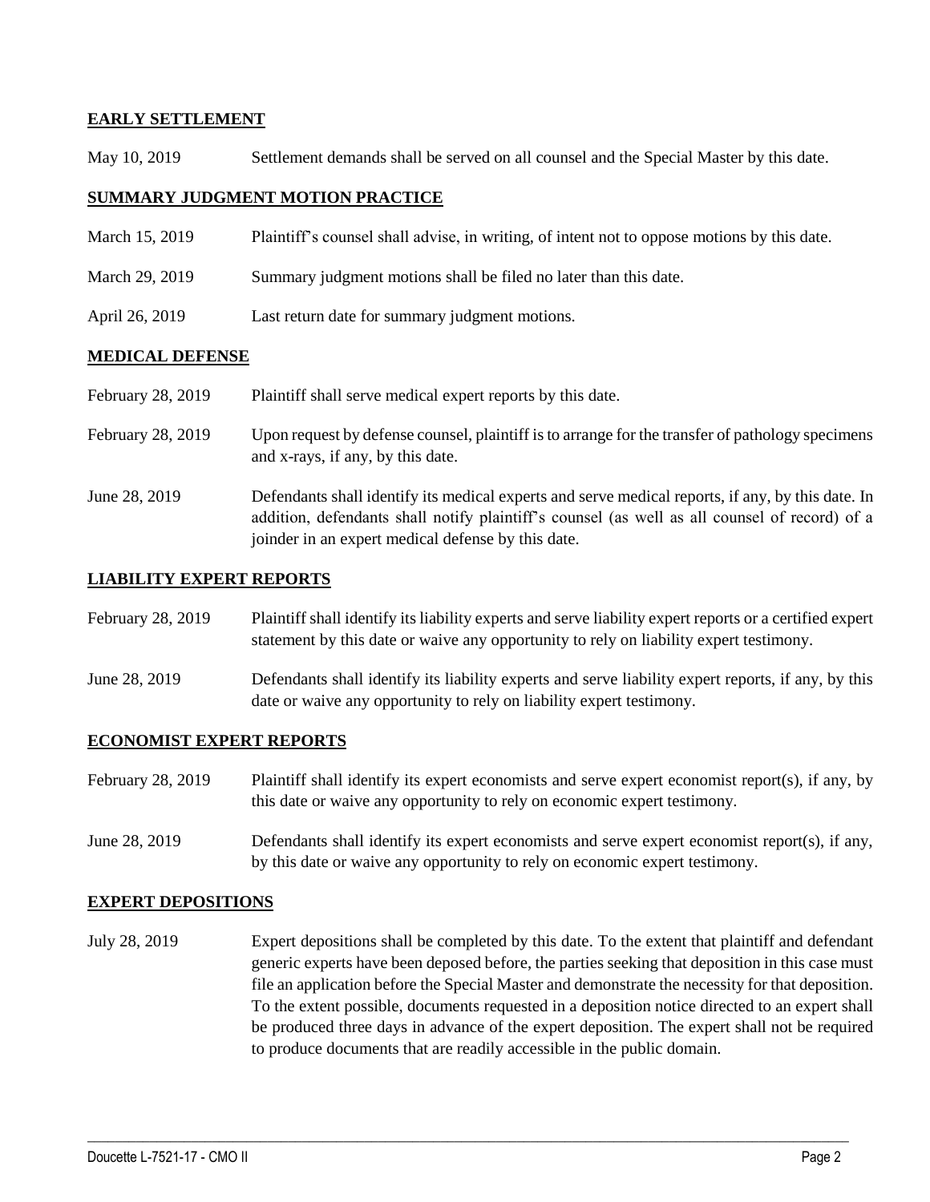**EARLY SETTLEMENT**

May 10, 2019 Settlement demands shall be served on all counsel and the Special Master by this date.

**SUMMARY JUDGMENT MOTION PRACTICE**

March 15, 2019 Plaintiff's counsel shall advise, in writing, of intent not to oppose motions by this date.

March 29, 2019 Summary judgment motions shall be filed no later than this date.

April 26, 2019 Last return date for summary judgment motions.

**MEDICAL DEFENSE**

February 28, 2019 Plaintiff shall serve medical expert reports by this date.

February 28, 2019 Upon request by defense counsel, plaintiff is to arrange for the transfer of pathology specimens and x-rays, if any, by this date.

June 28, 2019 Defendants shall identify its medical experts and serve medical reports, if any, by this date. In addition, defendants shall notify plaintiff's counsel (as well as all counsel of record) of a joinder in an expert medical defense by this date.

**LIABILITY EXPERT REPORTS**

February 28, 2019 Plaintiff shall identify its liability experts and serve liability expert reports or a certified expert statement by this date or waive any opportunity to rely on liability expert testimony.

June 28, 2019 Defendants shall identify its liability experts and serve liability expert reports, if any, by this date or waive any opportunity to rely on liability expert testimony.

**ECONOMIST EXPERT REPORTS**

February 28, 2019 Plaintiff shall identify its expert economists and serve expert economist report(s), if any, by this date or waive any opportunity to rely on economic expert testimony.

June 28, 2019 Defendants shall identify its expert economists and serve expert economist report(s), if any, by this date or waive any opportunity to rely on economic expert testimony.

**EXPERT DEPOSITIONS**

July 28, 2019 Expert depositions shall be completed by this date. To the extent that plaintiff and defendant generic experts have been deposed before, the parties seeking that deposition in this case must file an application before the Special Master and demonstrate the necessity for that deposition. To the extent possible, documents requested in a deposition notice directed to an expert shall be produced three days in advance of the expert deposition. The expert shall not be required to produce documents that are readily accessible in the public domain.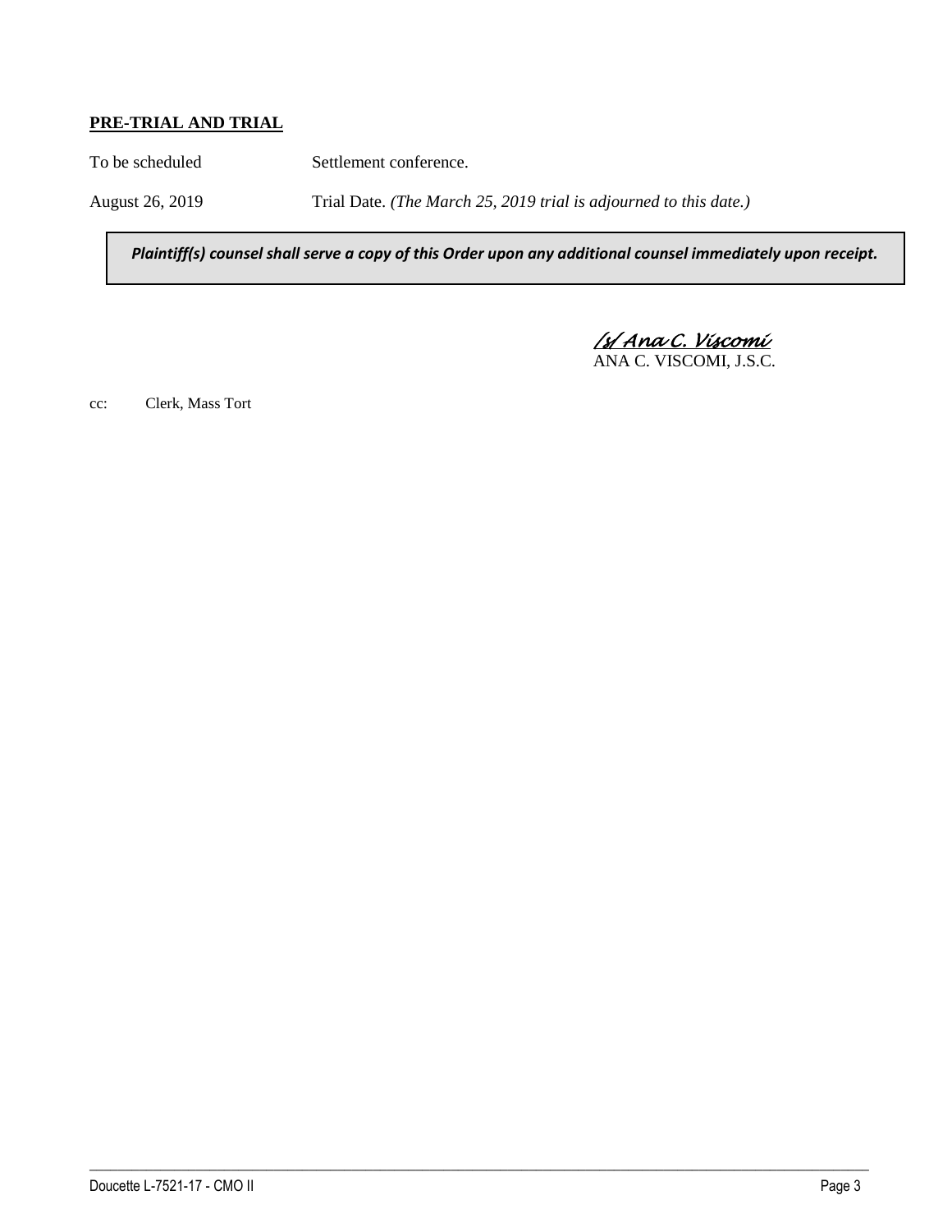**PRE-TRIAL AND TRIAL**

| | |
|---|---|
| To be scheduled | Settlement conference. |
| August 26, 2019 | Trial Date. *(The March 25, 2019 trial is adjourned to this date.)* |

***Plaintiff(s) counsel shall serve a copy of this Order upon any additional counsel immediately upon receipt.***

*/s/ Ana C. Viscomi*
ANA C. VISCOMI, J.S.C.

cc: Clerk, Mass Tort